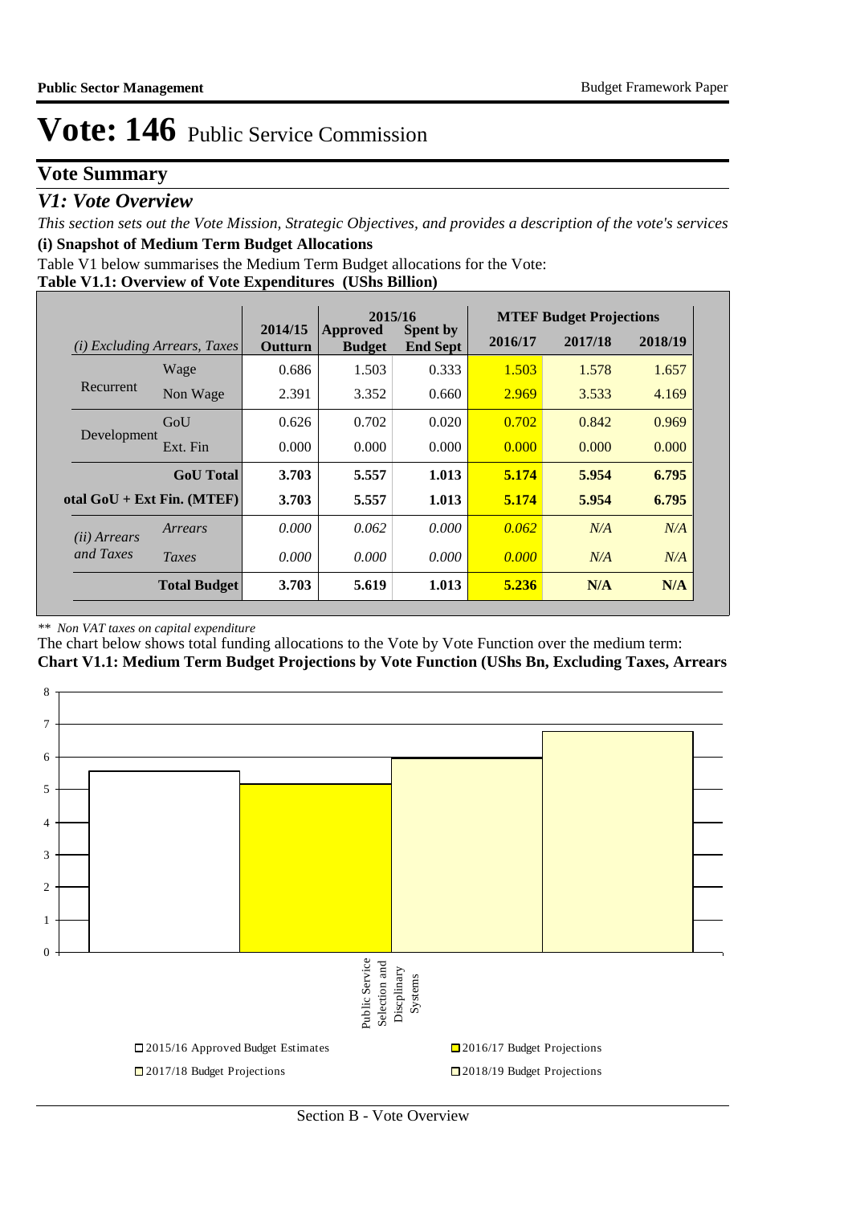# Vote: 146 Public Service Commission

## Vote Summary

### *V1: Vote Overview*

*This section sets out the Vote Mission, Strategic Objectives, and provides a description of the vote's services*

**(i) Snapshot of Medium Term Budget Allocations**

Table V1 below summarises the Medium Term Budget allocations for the Vote:

**Table V1.1: Overview of Vote Expenditures (UShs Billion)**

| *(i) Excluding Arrears, Taxes* | | 2014/15 Outturn | 2015/16 Approved Budget | 2015/16 Spent by End Sept | MTEF Budget Projections 2016/17 | 2017/18 | 2018/19 |
|---|---|---|---|---|---|---|---|
| Recurrent | Wage | 0.686 | 1.503 | 0.333 | 1.503 | 1.578 | 1.657 |
| | Non Wage | 2.391 | 3.352 | 0.660 | 2.969 | 3.533 | 4.169 |
| Development | GoU | 0.626 | 0.702 | 0.020 | 0.702 | 0.842 | 0.969 |
| | Ext. Fin | 0.000 | 0.000 | 0.000 | 0.000 | 0.000 | 0.000 |
| | **GoU Total** | **3.703** | **5.557** | **1.013** | **5.174** | **5.954** | **6.795** |
| **otal GoU + Ext Fin. (MTEF)** | | **3.703** | **5.557** | **1.013** | **5.174** | **5.954** | **6.795** |
| *(ii) Arrears and Taxes* | *Arrears* | *0.000* | *0.062* | *0.000* | *0.062* | *N/A* | *N/A* |
| | *Taxes* | *0.000* | *0.000* | *0.000* | *0.000* | *N/A* | *N/A* |
| | **Total Budget** | **3.703** | **5.619** | **1.013** | **5.236** | **N/A** | **N/A** |

*\*\* Non VAT taxes on capital expenditure*

The chart below shows total funding allocations to the Vote by Vote Function over the medium term:

**Chart V1.1: Medium Term Budget Projections by Vote Function (UShs Bn, Excluding Taxes, Arrears**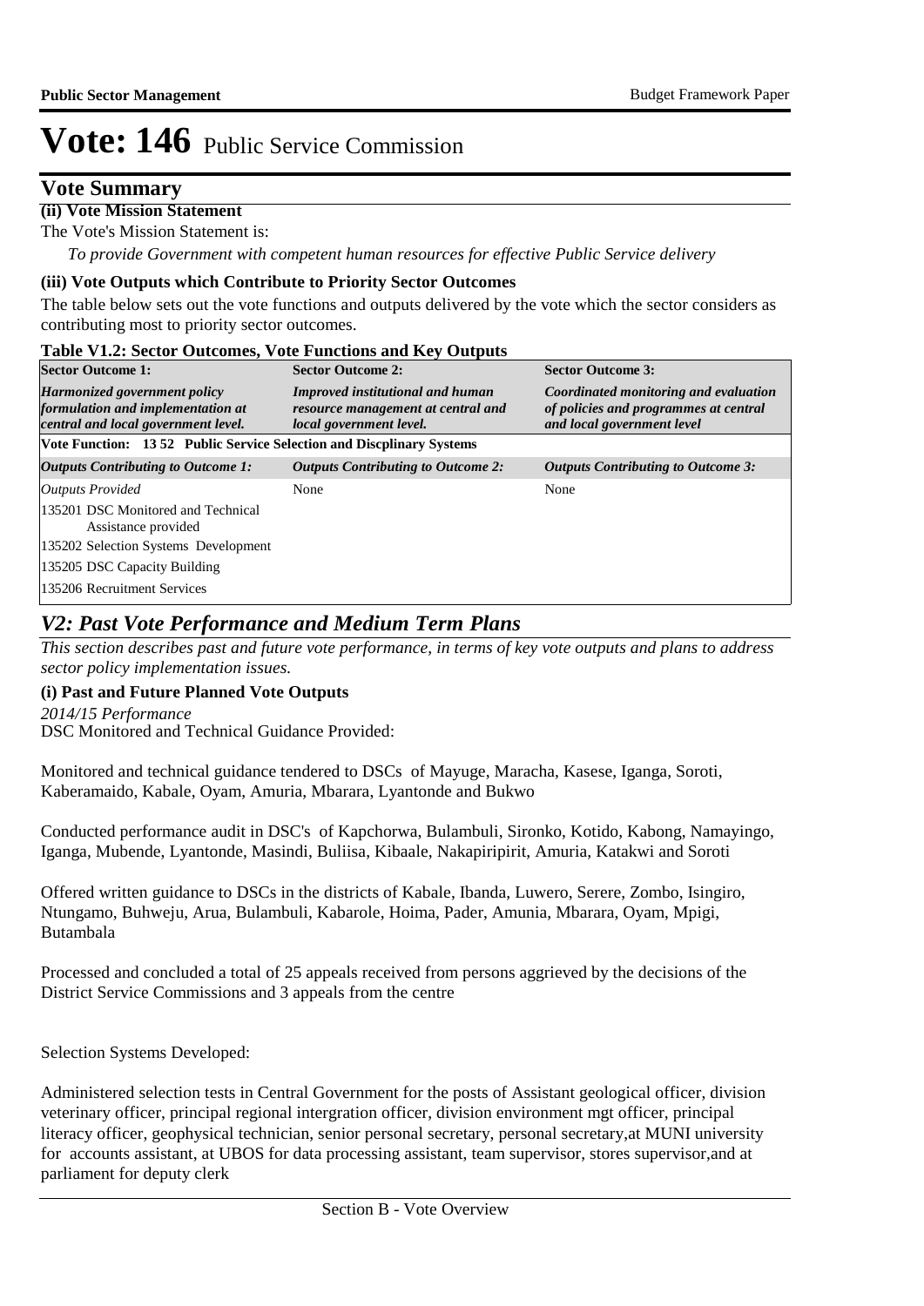# Vote: 146 Public Service Commission

## Vote Summary

**(ii) Vote Mission Statement**

The Vote's Mission Statement is:

*To provide Government with competent human resources for effective Public Service delivery*

**(iii) Vote Outputs which Contribute to Priority Sector Outcomes**

The table below sets out the vote functions and outputs delivered by the vote which the sector considers as contributing most to priority sector outcomes.

**Table V1.2: Sector Outcomes, Vote Functions and Key Outputs**

| Sector Outcome 1: | Sector Outcome 2: | Sector Outcome 3: |
|---|---|---|
| *Harmonized government policy formulation and implementation at central and local government level.* | *Improved institutional and human resource management at central and local government level.* | *Coordinated monitoring and evaluation of policies and programmes at central and local government level* |
| **Vote Function: 13 52 Public Service Selection and Discplinary Systems** | | |
| ***Outputs Contributing to Outcome 1:*** | ***Outputs Contributing to Outcome 2:*** | ***Outputs Contributing to Outcome 3:*** |
| *Outputs Provided* | None | None |
| 135201 DSC Monitored and Technical Assistance provided | | |
| 135202 Selection Systems Development | | |
| 135205 DSC Capacity Building | | |
| 135206 Recruitment Services | | |

## *V2: Past Vote Performance and Medium Term Plans*

*This section describes past and future vote performance, in terms of key vote outputs and plans to address sector policy implementation issues.*

**(i) Past and Future Planned Vote Outputs**

*2014/15 Performance*

DSC Monitored and Technical Guidance Provided:

Monitored and technical guidance tendered to DSCs of Mayuge, Maracha, Kasese, Iganga, Soroti, Kaberamaido, Kabale, Oyam, Amuria, Mbarara, Lyantonde and Bukwo

Conducted performance audit in DSC's of Kapchorwa, Bulambuli, Sironko, Kotido, Kabong, Namayingo, Iganga, Mubende, Lyantonde, Masindi, Buliisa, Kibaale, Nakapiripirit, Amuria, Katakwi and Soroti

Offered written guidance to DSCs in the districts of Kabale, Ibanda, Luwero, Serere, Zombo, Isingiro, Ntungamo, Buhweju, Arua, Bulambuli, Kabarole, Hoima, Pader, Amunia, Mbarara, Oyam, Mpigi, Butambala

Processed and concluded a total of 25 appeals received from persons aggrieved by the decisions of the District Service Commissions and 3 appeals from the centre

Selection Systems Developed:

Administered selection tests in Central Government for the posts of Assistant geological officer, division veterinary officer, principal regional intergration officer, division environment mgt officer, principal literacy officer, geophysical technician, senior personal secretary, personal secretary,at MUNI university for accounts assistant, at UBOS for data processing assistant, team supervisor, stores supervisor,and at parliament for deputy clerk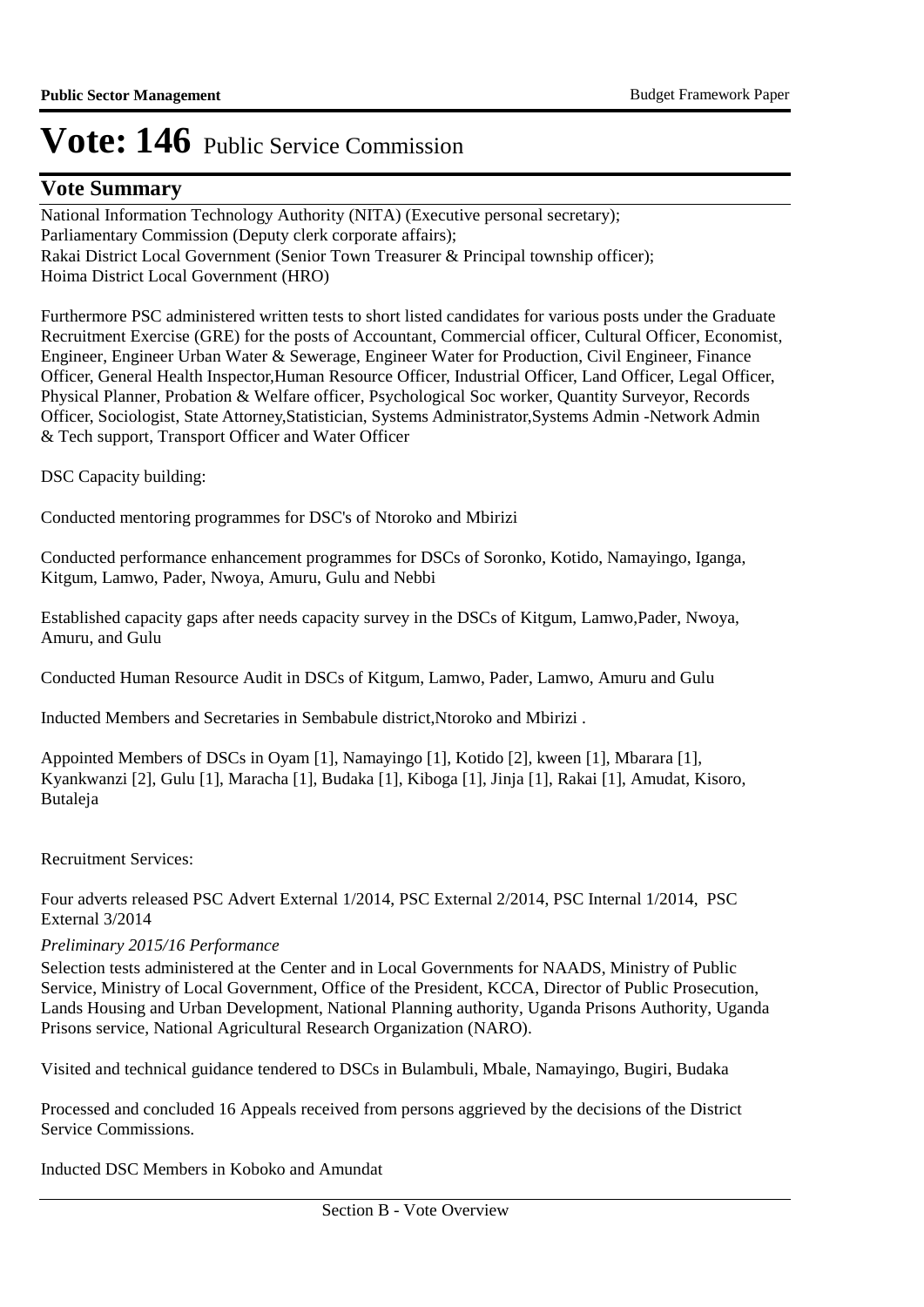# Vote: 146 Public Service Commission

## Vote Summary

National Information Technology Authority (NITA) (Executive personal secretary);
Parliamentary Commission (Deputy clerk corporate affairs);
Rakai District Local Government (Senior Town Treasurer & Principal township officer);
Hoima District Local Government (HRO)

Furthermore PSC administered written tests to short listed candidates for various posts under the Graduate Recruitment Exercise (GRE) for the posts of Accountant, Commercial officer, Cultural Officer, Economist, Engineer, Engineer Urban Water & Sewerage, Engineer Water for Production, Civil Engineer, Finance Officer, General Health Inspector,Human Resource Officer, Industrial Officer, Land Officer, Legal Officer, Physical Planner, Probation & Welfare officer, Psychological Soc worker, Quantity Surveyor, Records Officer, Sociologist, State Attorney,Statistician, Systems Administrator,Systems Admin -Network Admin & Tech support, Transport Officer and Water Officer

DSC Capacity building:

Conducted mentoring programmes for DSC's of Ntoroko and Mbirizi

Conducted performance enhancement programmes for DSCs of Soronko, Kotido, Namayingo, Iganga, Kitgum, Lamwo, Pader, Nwoya, Amuru, Gulu and Nebbi

Established capacity gaps after needs capacity survey in the DSCs of Kitgum, Lamwo,Pader, Nwoya, Amuru, and Gulu

Conducted Human Resource Audit in DSCs of Kitgum, Lamwo, Pader, Lamwo, Amuru and Gulu

Inducted Members and Secretaries in Sembabule district,Ntoroko and Mbirizi .

Appointed Members of DSCs in Oyam [1], Namayingo [1], Kotido [2], kween [1], Mbarara [1], Kyankwanzi [2], Gulu [1], Maracha [1], Budaka [1], Kiboga [1], Jinja [1], Rakai [1], Amudat, Kisoro, Butaleja

Recruitment Services:

Four adverts released PSC Advert External 1/2014, PSC External 2/2014, PSC Internal 1/2014, PSC External 3/2014

*Preliminary 2015/16 Performance*

Selection tests administered at the Center and in Local Governments for NAADS, Ministry of Public Service, Ministry of Local Government, Office of the President, KCCA, Director of Public Prosecution, Lands Housing and Urban Development, National Planning authority, Uganda Prisons Authority, Uganda Prisons service, National Agricultural Research Organization (NARO).

Visited and technical guidance tendered to DSCs in Bulambuli, Mbale, Namayingo, Bugiri, Budaka

Processed and concluded 16 Appeals received from persons aggrieved by the decisions of the District Service Commissions.

Inducted DSC Members in Koboko and Amundat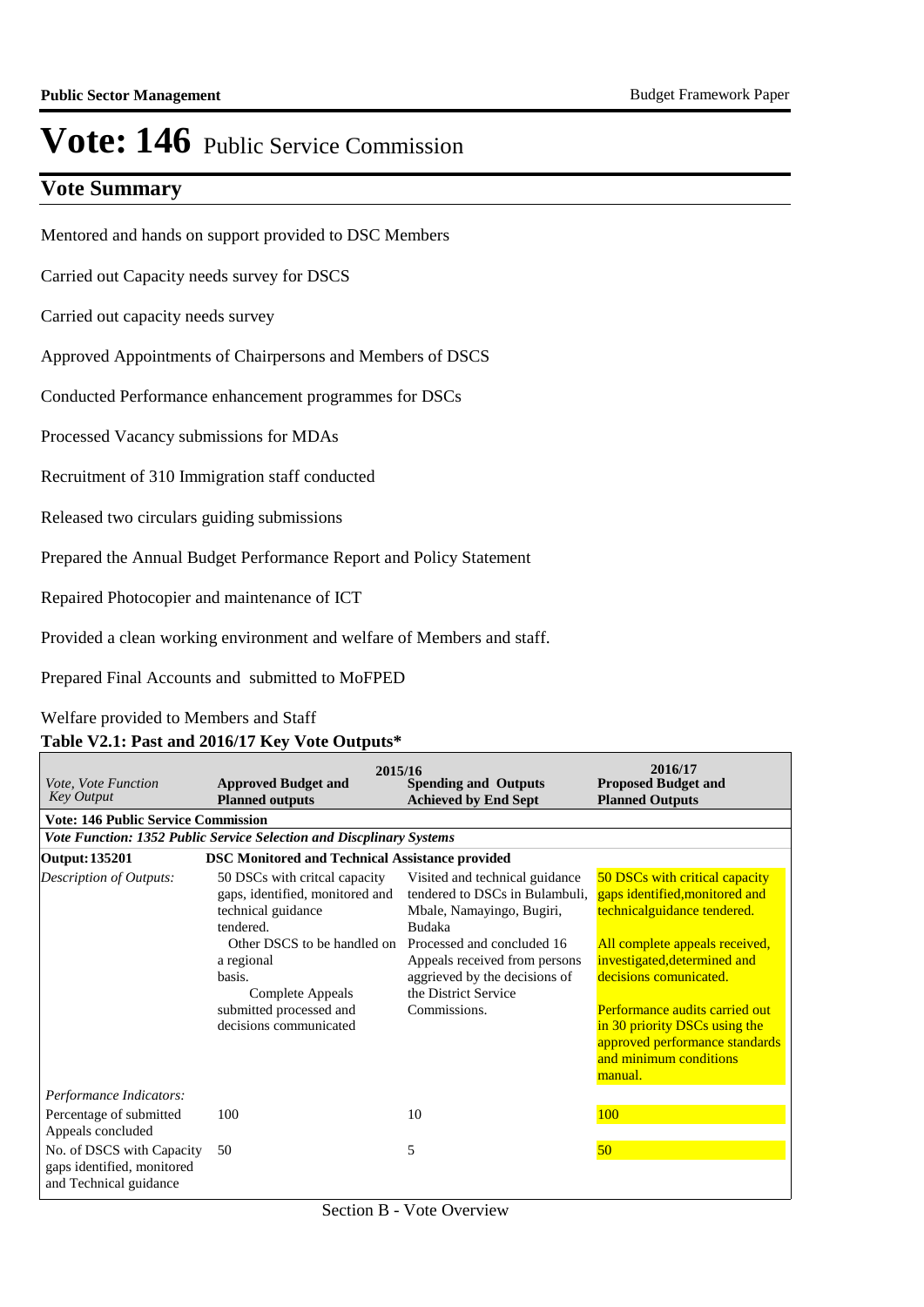# Vote: 146 Public Service Commission

## Vote Summary

Mentored and hands on support provided to DSC Members

Carried out Capacity needs survey for DSCS

Carried out capacity needs survey

Approved Appointments of Chairpersons and Members of DSCS

Conducted Performance enhancement programmes for DSCs

Processed Vacancy submissions for MDAs

Recruitment of 310 Immigration staff conducted

Released two circulars guiding submissions

Prepared the Annual Budget Performance Report and Policy Statement

Repaired Photocopier and maintenance of ICT

Provided a clean working environment and welfare of Members and staff.

Prepared Final Accounts and submitted to MoFPED

Welfare provided to Members and Staff

**Table V2.1: Past and 2016/17 Key Vote Outputs***

| *Vote, Vote Function Key Output* | 2015/16 **Approved Budget and Planned outputs** | **Spending and Outputs Achieved by End Sept** | 2016/17 **Proposed Budget and Planned Outputs** |
|---|---|---|---|
| **Vote: 146 Public Service Commission** | | | |
| ***Vote Function: 1352 Public Service Selection and Discplinary Systems*** | | | |
| **Output: 135201** | **DSC Monitored and Technical Assistance provided** | | |
| *Description of Outputs:* | 50 DSCs with critcal capacity gaps, identified, monitored and technical guidance tendered. Other DSCS to be handled on a regional basis. Complete Appeals submitted processed and decisions communicated | Visited and technical guidance tendered to DSCs in Bulambuli, Mbale, Namayingo, Bugiri, Budaka Processed and concluded 16 Appeals received from persons aggrieved by the decisions of the District Service Commissions. | 50 DSCs with critical capacity gaps identified,monitored and technicalguidance tendered. All complete appeals received, investigated,determined and decisions comunicated. Performance audits carried out in 30 priority DSCs using the approved performance standards and minimum conditions manual. |
| *Performance Indicators:* | | | |
| Percentage of submitted Appeals concluded | 100 | 10 | 100 |
| No. of DSCS with Capacity gaps identified, monitored and Technical guidance | 50 | 5 | 50 |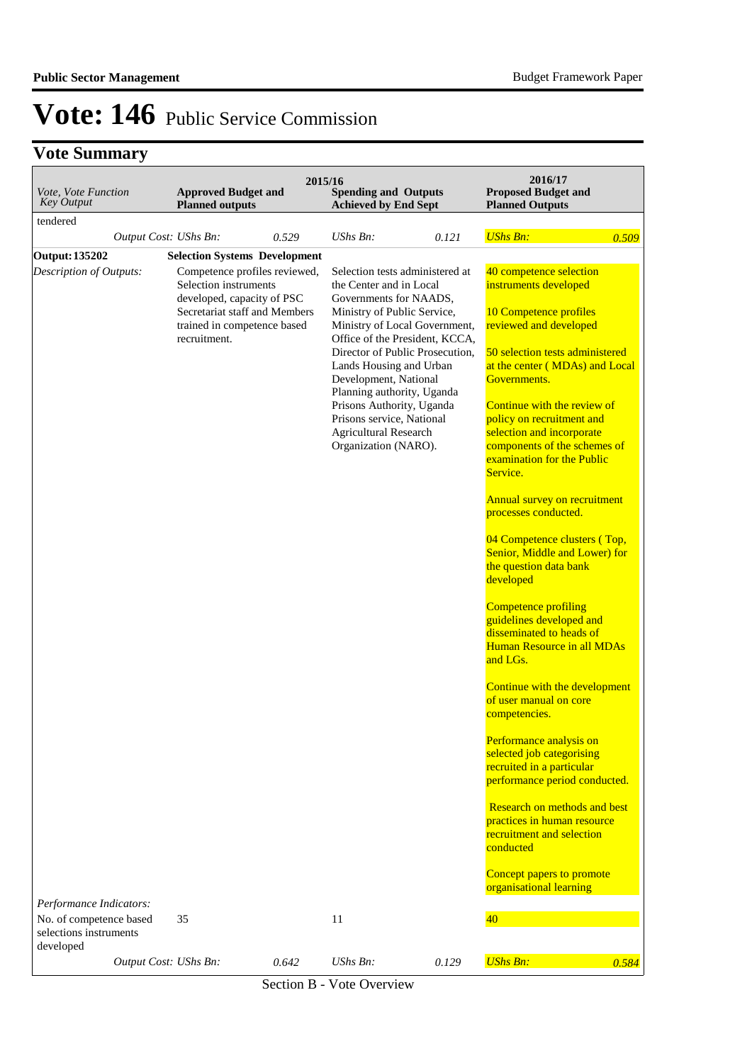# Vote: 146 Public Service Commission

## Vote Summary

| Vote, Vote Function Key Output | 2015/16 Approved Budget and Planned outputs | | 2015/16 Spending and Outputs Achieved by End Sept | | 2016/17 Proposed Budget and Planned Outputs | |
|---|---|---|---|---|---|---|
| tendered | | | | | | |
| *Output Cost: UShs Bn:* | | *0.529* | *UShs Bn:* | *0.121* | *UShs Bn:* | *0.509* |
| **Output: 135202** | **Selection Systems Development** | | | | | |
| *Description of Outputs:* | Competence profiles reviewed, Selection instruments developed, capacity of PSC Secretariat staff and Members trained in competence based recruitment. | | Selection tests administered at the Center and in Local Governments for NAADS, Ministry of Public Service, Ministry of Local Government, Office of the President, KCCA, Director of Public Prosecution, Lands Housing and Urban Development, National Planning authority, Uganda Prisons Authority, Uganda Prisons service, National Agricultural Research Organization (NARO). | | 40 competence selection instruments developed<br><br>10 Competence profiles reviewed and developed<br><br>50 selection tests administered at the center ( MDAs) and Local Governments.<br><br>Continue with the review of policy on recruitment and selection and incorporate components of the schemes of examination for the Public Service.<br><br>Annual survey on recruitment processes conducted.<br><br>04 Competence clusters ( Top, Senior, Middle and Lower) for the question data bank developed<br><br>Competence profiling guidelines developed and disseminated to heads of Human Resource in all MDAs and LGs.<br><br>Continue with the development of user manual on core competencies.<br><br>Performance analysis on selected job categorising recruited in a particular performance period conducted.<br><br>Research on methods and best practices in human resource recruitment and selection conducted<br><br>Concept papers to promote organisational learning | |
| *Performance Indicators:* | | | | | | |
| No. of competence based selections instruments developed | 35 | | 11 | | 40 | |
| *Output Cost: UShs Bn:* | | *0.642* | *UShs Bn:* | *0.129* | *UShs Bn:* | *0.584* |

Section B - Vote Overview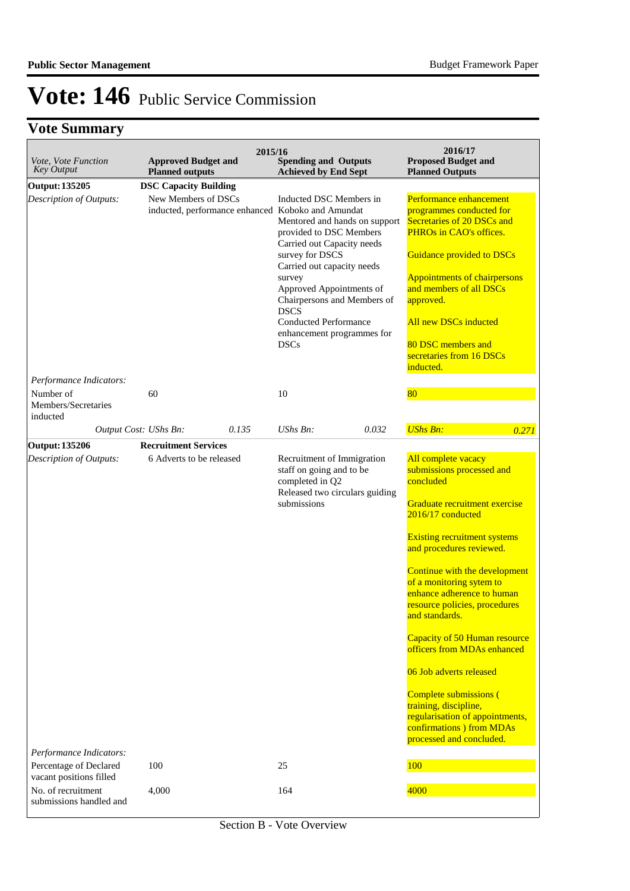# Vote: 146 Public Service Commission

## Vote Summary

| *Vote, Vote Function Key Output* | 2015/16 Approved Budget and Planned outputs | | 2015/16 Spending and Outputs Achieved by End Sept | | 2016/17 Proposed Budget and Planned Outputs | |
|---|---|---|---|---|---|---|
| **Output: 135205** | **DSC Capacity Building** | | | | | |
| *Description of Outputs:* | New Members of DSCs inducted, performance enhanced | | Inducted DSC Members in Koboko and Amundat<br>Mentored and hands on support provided to DSC Members<br>Carried out Capacity needs survey for DSCS<br>Carried out capacity needs survey<br>Approved Appointments of Chairpersons and Members of DSCS<br>Conducted Performance enhancement programmes for DSCs | | Performance enhancement programmes conducted for Secretaries of 20 DSCs and PHROs in CAO's offices.<br><br>Guidance provided to DSCs<br><br>Appointments of chairpersons and members of all DSCs approved.<br><br>All new DSCs inducted<br><br>80 DSC members and secretaries from 16 DSCs inducted. | |
| *Performance Indicators:* | | | | | | |
| Number of Members/Secretaries inducted | 60 | | 10 | | 80 | |
| *Output Cost: UShs Bn:* | | *0.135* | *UShs Bn:* | *0.032* | *UShs Bn:* | *0.271* |
| **Output: 135206** | **Recruitment Services** | | | | | |
| *Description of Outputs:* | 6 Adverts to be released | | Recruitment of Immigration staff on going and to be completed in Q2<br>Released two circulars guiding submissions | | All complete vacacy submissions processed and concluded<br><br>Graduate recruitment exercise 2016/17 conducted<br><br>Existing recruitment systems and procedures reviewed.<br><br>Continue with the development of a monitoring sytem to enhance adherence to human resource policies, procedures and standards.<br><br>Capacity of 50 Human resource officers from MDAs enhanced<br><br>06 Job adverts released<br><br>Complete submissions ( training, discipline, regularisation of appointments, confirmations ) from MDAs processed and concluded. | |
| *Performance Indicators:* | | | | | | |
| Percentage of Declared vacant positions filled | 100 | | 25 | | 100 | |
| No. of recruitment submissions handled and | 4,000 | | 164 | | 4000 | |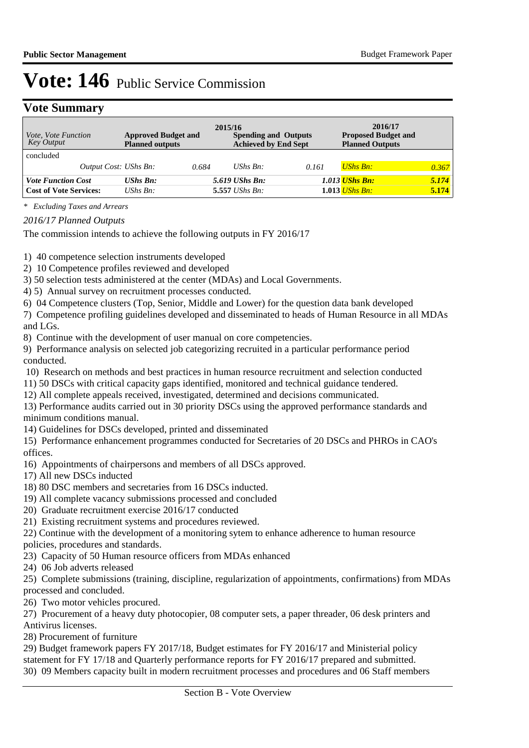# Vote: 146 Public Service Commission

## Vote Summary

| Vote, Vote Function Key Output | 2015/16 Approved Budget and Planned outputs | | 2015/16 Spending and Outputs Achieved by End Sept | | 2016/17 Proposed Budget and Planned Outputs | |
|---|---|---|---|---|---|---|
| concluded | | | | | | |
| Output Cost: | UShs Bn: | 0.684 | UShs Bn: | 0.161 | UShs Bn: | 0.367 |
| ***Vote Function Cost*** | ***UShs Bn:*** | ***5.619*** | ***UShs Bn:*** | ***1.013*** | ***UShs Bn:*** | ***5.174*** |
| **Cost of Vote Services:** | UShs Bn: | **5.557** | UShs Bn: | **1.013** | UShs Bn: | **5.174** |

*\* Excluding Taxes and Arrears*

*2016/17 Planned Outputs*

The commission intends to achieve the following outputs in FY 2016/17

1) 40 competence selection instruments developed
2) 10 Competence profiles reviewed and developed
3) 50 selection tests administered at the center (MDAs) and Local Governments.
4) 5) Annual survey on recruitment processes conducted.
6) 04 Competence clusters (Top, Senior, Middle and Lower) for the question data bank developed
7) Competence profiling guidelines developed and disseminated to heads of Human Resource in all MDAs and LGs.
8) Continue with the development of user manual on core competencies.
9) Performance analysis on selected job categorizing recruited in a particular performance period conducted.
10) Research on methods and best practices in human resource recruitment and selection conducted
11) 50 DSCs with critical capacity gaps identified, monitored and technical guidance tendered.
12) All complete appeals received, investigated, determined and decisions communicated.
13) Performance audits carried out in 30 priority DSCs using the approved performance standards and minimum conditions manual.
14) Guidelines for DSCs developed, printed and disseminated
15) Performance enhancement programmes conducted for Secretaries of 20 DSCs and PHROs in CAO's offices.
16) Appointments of chairpersons and members of all DSCs approved.
17) All new DSCs inducted
18) 80 DSC members and secretaries from 16 DSCs inducted.
19) All complete vacancy submissions processed and concluded
20) Graduate recruitment exercise 2016/17 conducted
21) Existing recruitment systems and procedures reviewed.
22) Continue with the development of a monitoring sytem to enhance adherence to human resource policies, procedures and standards.
23) Capacity of 50 Human resource officers from MDAs enhanced
24) 06 Job adverts released
25) Complete submissions (training, discipline, regularization of appointments, confirmations) from MDAs processed and concluded.
26) Two motor vehicles procured.
27) Procurement of a heavy duty photocopier, 08 computer sets, a paper threader, 06 desk printers and Antivirus licenses.
28) Procurement of furniture
29) Budget framework papers FY 2017/18, Budget estimates for FY 2016/17 and Ministerial policy statement for FY 17/18 and Quarterly performance reports for FY 2016/17 prepared and submitted.
30) 09 Members capacity built in modern recruitment processes and procedures and 06 Staff members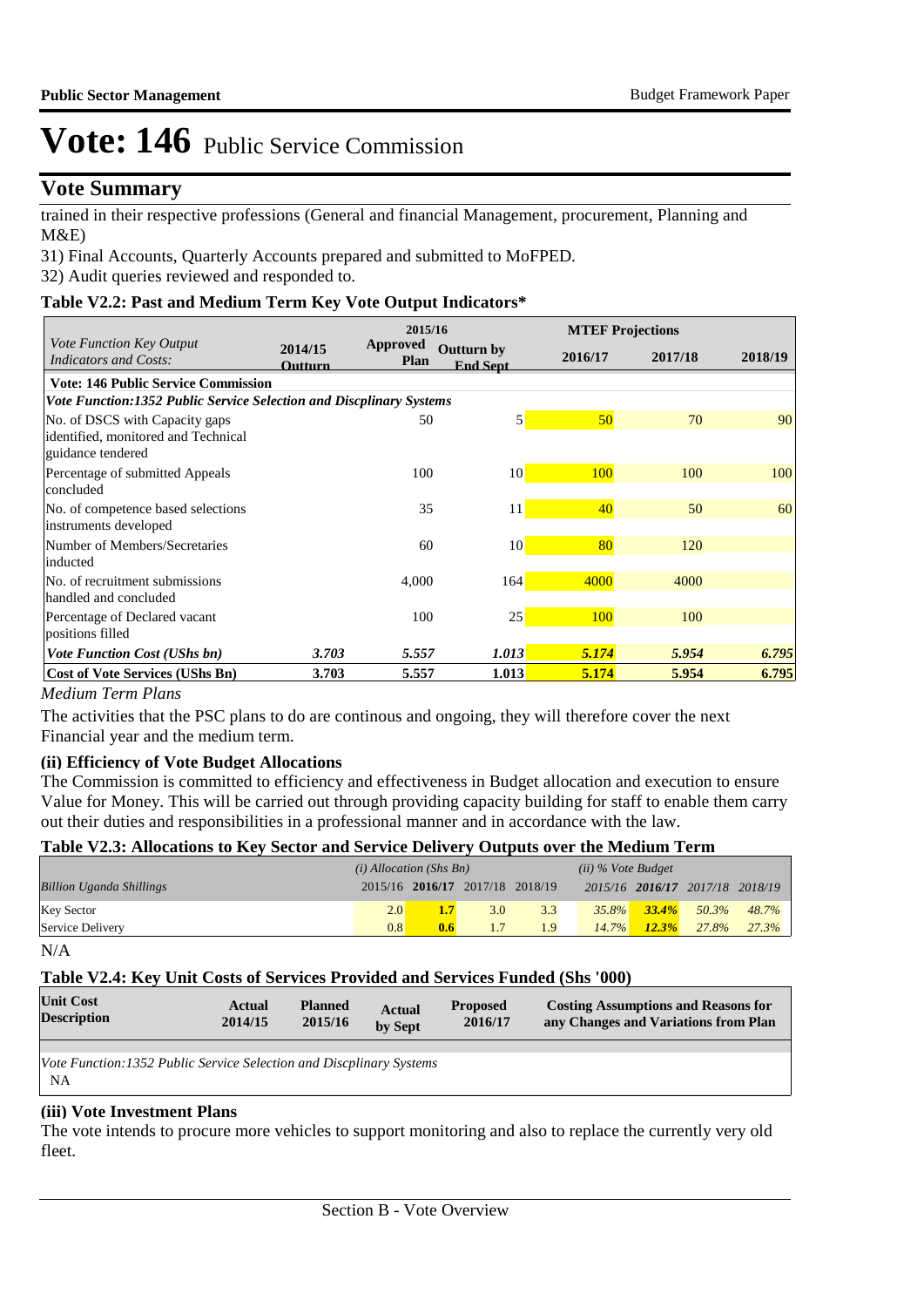# Vote: 146 Public Service Commission

## Vote Summary

trained in their respective professions (General and financial Management, procurement, Planning and M&E)

31) Final Accounts, Quarterly Accounts prepared and submitted to MoFPED.

32) Audit queries reviewed and responded to.

### Table V2.2: Past and Medium Term Key Vote Output Indicators*

| *Vote Function Key Output Indicators and Costs:* | 2014/15 Outturn | 2015/16 Approved Plan | 2015/16 Outturn by End Sept | MTEF Projections 2016/17 | 2017/18 | 2018/19 |
|---|---|---|---|---|---|---|
| **Vote: 146 Public Service Commission** | | | | | | |
| ***Vote Function:1352 Public Service Selection and Discplinary Systems*** | | | | | | |
| No. of DSCS with Capacity gaps identified, monitored and Technical guidance tendered | | 50 | 5 | 50 | 70 | 90 |
| Percentage of submitted Appeals concluded | | 100 | 10 | 100 | 100 | 100 |
| No. of competence based selections instruments developed | | 35 | 11 | 40 | 50 | 60 |
| Number of Members/Secretaries inducted | | 60 | 10 | 80 | 120 | |
| No. of recruitment submissions handled and concluded | | 4,000 | 164 | 4000 | 4000 | |
| Percentage of Declared vacant positions filled | | 100 | 25 | 100 | 100 | |
| ***Vote Function Cost (UShs bn)*** | ***3.703*** | ***5.557*** | ***1.013*** | ***5.174*** | ***5.954*** | ***6.795*** |
| **Cost of Vote Services (UShs Bn)** | **3.703** | **5.557** | **1.013** | **5.174** | **5.954** | **6.795** |

*Medium Term Plans*

The activities that the PSC plans to do are continous and ongoing, they will therefore cover the next Financial year and the medium term.

#### (ii) Efficiency of Vote Budget Allocations

The Commission is committed to efficiency and effectiveness in Budget allocation and execution to ensure Value for Money. This will be carried out through providing capacity building for staff to enable them carry out their duties and responsibilities in a professional manner and in accordance with the law.

### Table V2.3: Allocations to Key Sector and Service Delivery Outputs over the Medium Term

| *Billion Uganda Shillings* | *(i) Allocation (Shs Bn)* 2015/16 | **2016/17** | 2017/18 | 2018/19 | *(ii) % Vote Budget* 2015/16 | **2016/17** | 2017/18 | 2018/19 |
|---|---|---|---|---|---|---|---|---|
| Key Sector | 2.0 | **1.7** | 3.0 | 3.3 | *35.8%* | ***33.4%*** | *50.3%* | *48.7%* |
| Service Delivery | 0.8 | **0.6** | 1.7 | 1.9 | *14.7%* | ***12.3%*** | *27.8%* | *27.3%* |

N/A

### Table V2.4: Key Unit Costs of Services Provided and Services Funded (Shs '000)

| Unit Cost Description | Actual 2014/15 | Planned 2015/16 | Actual by Sept | Proposed 2016/17 | Costing Assumptions and Reasons for any Changes and Variations from Plan |
|---|---|---|---|---|---|
| *Vote Function:1352 Public Service Selection and Discplinary Systems* | | | | | |
| NA | | | | | |

#### (iii) Vote Investment Plans

The vote intends to procure more vehicles to support monitoring and also to replace the currently very old fleet.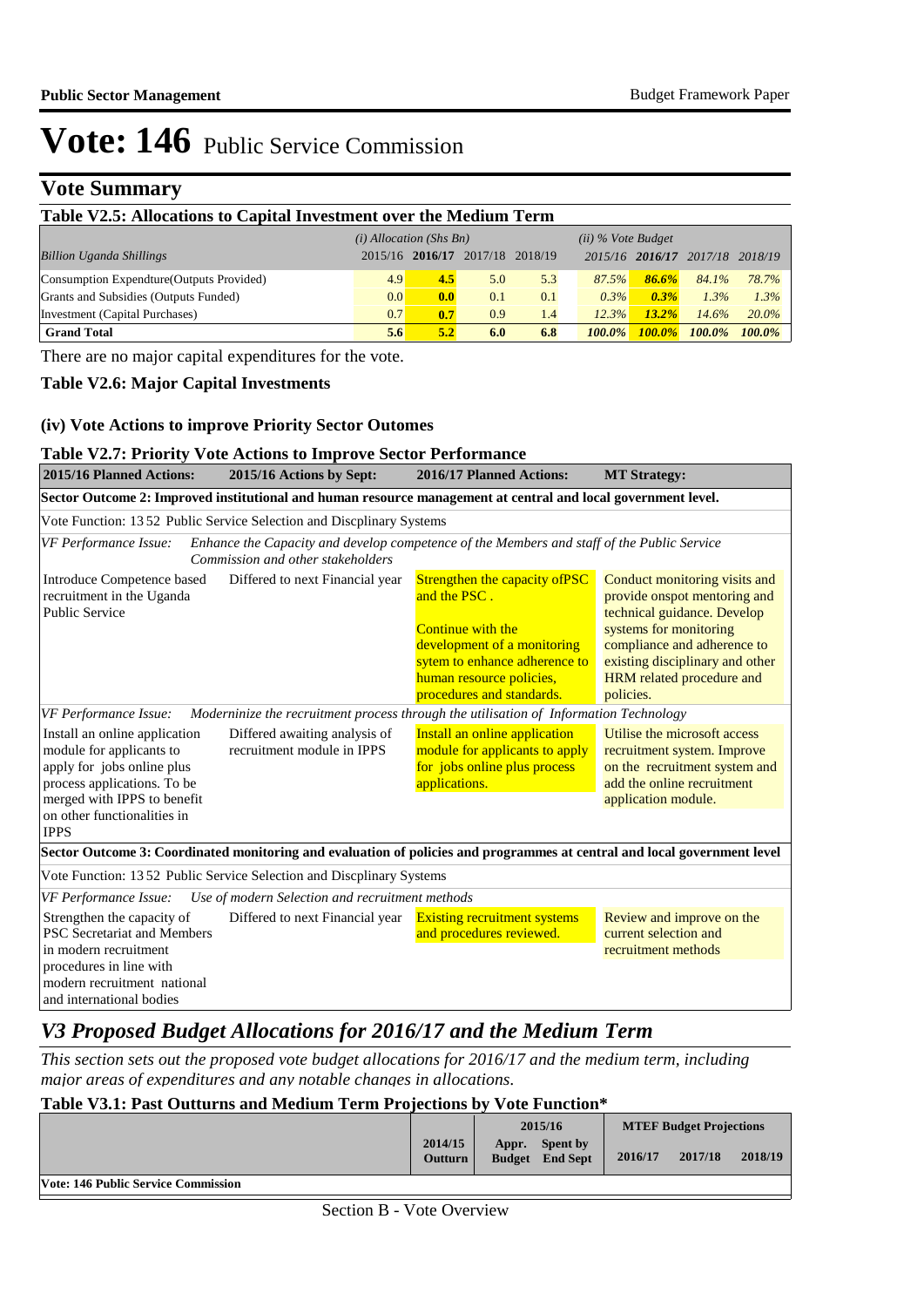# Vote: 146 Public Service Commission

## Vote Summary

### Table V2.5: Allocations to Capital Investment over the Medium Term

| Billion Uganda Shillings | (i) Allocation (Shs Bn) | | | | (ii) % Vote Budget | | | |
|---|---|---|---|---|---|---|---|---|
| | 2015/16 | **2016/17** | 2017/18 | 2018/19 | 2015/16 | **2016/17** | 2017/18 | 2018/19 |
| Consumption Expendture(Outputs Provided) | 4.9 | **4.5** | 5.0 | 5.3 | *87.5%* | ***86.6%*** | *84.1%* | *78.7%* |
| Grants and Subsidies (Outputs Funded) | 0.0 | **0.0** | 0.1 | 0.1 | *0.3%* | ***0.3%*** | *1.3%* | *1.3%* |
| Investment (Capital Purchases) | 0.7 | **0.7** | 0.9 | 1.4 | *12.3%* | ***13.2%*** | *14.6%* | *20.0%* |
| **Grand Total** | **5.6** | **5.2** | **6.0** | **6.8** | ***100.0%*** | ***100.0%*** | ***100.0%*** | ***100.0%*** |

There are no major capital expenditures for the vote.

### Table V2.6: Major Capital Investments

### (iv) Vote Actions to improve Priority Sector Outomes

### Table V2.7: Priority Vote Actions to Improve Sector Performance

| 2015/16 Planned Actions: | 2015/16 Actions by Sept: | 2016/17 Planned Actions: | MT Strategy: |
|---|---|---|---|
| **Sector Outcome 2: Improved institutional and human resource management at central and local government level.** | | | |
| Vote Function: 13 52 Public Service Selection and Discplinary Systems | | | |
| *VF Performance Issue:* *Enhance the Capacity and develop competence of the Members and staff of the Public Service Commission and other stakeholders* | | | |
| Introduce Competence based recruitment in the Uganda Public Service | Differed to next Financial year | Strengthen the capacity ofPSC and the PSC . Continue with the development of a monitoring sytem to enhance adherence to human resource policies, procedures and standards. | Conduct monitoring visits and provide onspot mentoring and technical guidance. Develop systems for monitoring compliance and adherence to existing disciplinary and other HRM related procedure and policies. |
| *VF Performance Issue:* *Modernize the recruitment process through the utilisation of Information Technology* | | | |
| Install an online application module for applicants to apply for jobs online plus process applications. To be merged with IPPS to benefit on other functionalities in IPPS | Differed awaiting analysis of recruitment module in IPPS | Install an online application module for applicants to apply for jobs online plus process applications. | Utilise the microsoft access recruitment system. Improve on the recruitment system and add the online recruitment application module. |
| **Sector Outcome 3: Coordinated monitoring and evaluation of policies and programmes at central and local government level** | | | |
| Vote Function: 13 52 Public Service Selection and Discplinary Systems | | | |
| *VF Performance Issue:* *Use of modern Selection and recruitment methods* | | | |
| Strengthen the capacity of PSC Secretariat and Members in modern recruitment procedures in line with modern recruitment national and international bodies | Differed to next Financial year | Existing recruitment systems and procedures reviewed. | Review and improve on the current selection and recruitment methods |

## *V3 Proposed Budget Allocations for 2016/17 and the Medium Term*

*This section sets out the proposed vote budget allocations for 2016/17 and the medium term, including major areas of expenditures and any notable changes in allocations.*

### Table V3.1: Past Outturns and Medium Term Projections by Vote Function*

| | 2014/15 Outturn | 2015/16 Appr. Budget | 2015/16 Spent by End Sept | MTEF Budget Projections 2016/17 | 2017/18 | 2018/19 |
|---|---|---|---|---|---|---|
| **Vote: 146 Public Service Commission** | | | | | | |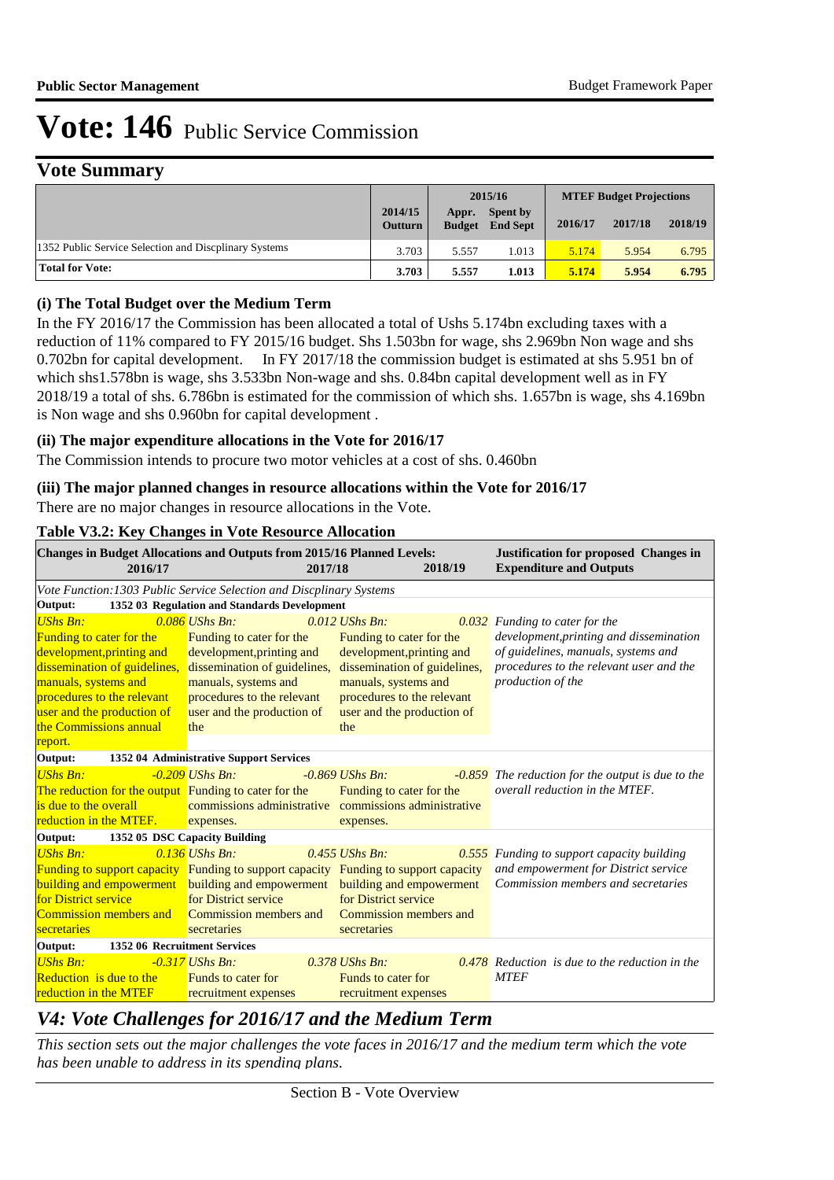# Vote: 146 Public Service Commission

## Vote Summary

| | 2014/15 Outturn | 2015/16 Appr. Budget | 2015/16 Spent by End Sept | MTEF Budget Projections 2016/17 | 2017/18 | 2018/19 |
|---|---|---|---|---|---|---|
| 1352 Public Service Selection and Discplinary Systems | 3.703 | 5.557 | 1.013 | 5.174 | 5.954 | 6.795 |
| **Total for Vote:** | **3.703** | **5.557** | **1.013** | **5.174** | **5.954** | **6.795** |

### (i) The Total Budget over the Medium Term

In the FY 2016/17 the Commission has been allocated a total of Ushs 5.174bn excluding taxes with a reduction of 11% compared to FY 2015/16 budget. Shs 1.503bn for wage, shs 2.969bn Non wage and shs 0.702bn for capital development. In FY 2017/18 the commission budget is estimated at shs 5.951 bn of which shs1.578bn is wage, shs 3.533bn Non-wage and shs. 0.84bn capital development well as in FY 2018/19 a total of shs. 6.786bn is estimated for the commission of which shs. 1.657bn is wage, shs 4.169bn is Non wage and shs 0.960bn for capital development .

### (ii) The major expenditure allocations in the Vote for 2016/17

The Commission intends to procure two motor vehicles at a cost of shs. 0.460bn

### (iii) The major planned changes in resource allocations within the Vote for 2016/17

There are no major changes in resource allocations in the Vote.

**Table V3.2: Key Changes in Vote Resource Allocation**

| Changes in Budget Allocations and Outputs from 2015/16 Planned Levels: 2016/17 | 2017/18 | 2018/19 | Justification for proposed Changes in Expenditure and Outputs |
|---|---|---|---|
| *Vote Function:1303 Public Service Selection and Discplinary Systems* | | | |
| **Output: 1352 03 Regulation and Standards Development** | | | |
| *UShs Bn: 0.086* Funding to cater for the development,printing and dissemination of guidelines, manuals, systems and procedures to the relevant user and the production of the Commissions annual report. | *UShs Bn: 0.012* Funding to cater for the development,printing and dissemination of guidelines, manuals, systems and procedures to the relevant user and the production of the | *UShs Bn: 0.032* Funding to cater for the development,printing and dissemination of guidelines, manuals, systems and procedures to the relevant user and the production of the | *Funding to cater for the development,printing and dissemination of guidelines, manuals, systems and procedures to the relevant user and the production of the* |
| **Output: 1352 04 Administrative Support Services** | | | |
| *UShs Bn: -0.209* The reduction for the output is due to the overall reduction in the MTEF. | *UShs Bn: -0.869* Funding to cater for the commissions administrative expenses. | *UShs Bn: -0.859* Funding to cater for the commissions administrative expenses. | *The reduction for the output is due to the overall reduction in the MTEF.* |
| **Output: 1352 05 DSC Capacity Building** | | | |
| *UShs Bn: 0.136* Funding to support capacity building and empowerment for District service Commission members and secretaries | *UShs Bn: 0.455* Funding to support capacity building and empowerment for District service Commission members and secretaries | *UShs Bn: 0.555* Funding to support capacity building and empowerment for District service Commission members and secretaries | *Funding to support capacity building and empowerment for District service Commission members and secretaries* |
| **Output: 1352 06 Recruitment Services** | | | |
| *UShs Bn: -0.317* Reduction is due to the reduction in the MTEF | *UShs Bn: 0.378* Funds to cater for recruitment expenses | *UShs Bn: 0.478* Funds to cater for recruitment expenses | *Reduction is due to the reduction in the MTEF* |

## *V4: Vote Challenges for 2016/17 and the Medium Term*

*This section sets out the major challenges the vote faces in 2016/17 and the medium term which the vote has been unable to address in its spending plans.*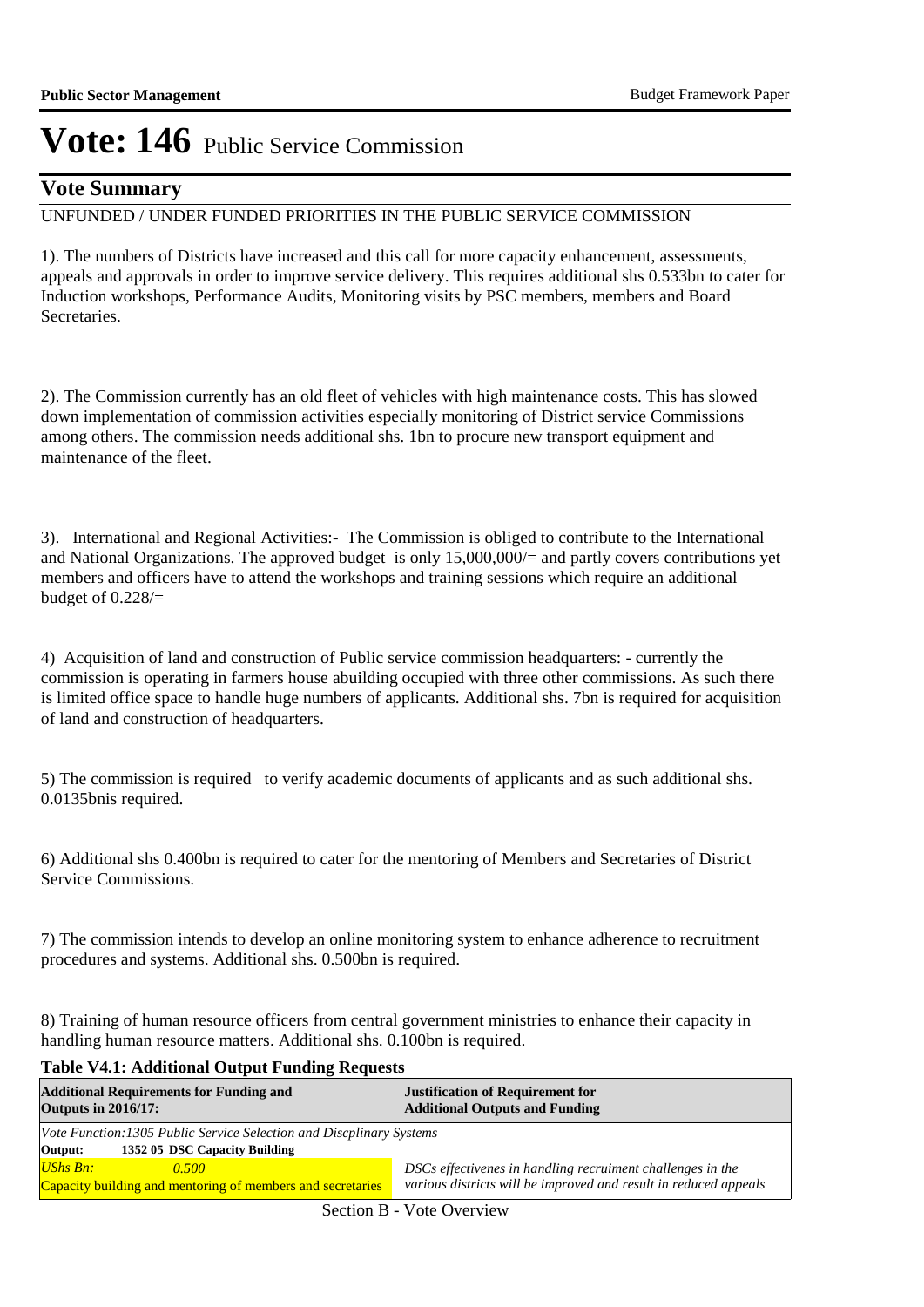# Vote: 146 Public Service Commission

## Vote Summary

UNFUNDED / UNDER FUNDED PRIORITIES IN THE PUBLIC SERVICE COMMISSION

1). The numbers of Districts have increased and this call for more capacity enhancement, assessments, appeals and approvals in order to improve service delivery. This requires additional shs 0.533bn to cater for Induction workshops, Performance Audits, Monitoring visits by PSC members, members and Board Secretaries.

2). The Commission currently has an old fleet of vehicles with high maintenance costs. This has slowed down implementation of commission activities especially monitoring of District service Commissions among others. The commission needs additional shs. 1bn to procure new transport equipment and maintenance of the fleet.

3). International and Regional Activities:- The Commission is obliged to contribute to the International and National Organizations. The approved budget is only 15,000,000/= and partly covers contributions yet members and officers have to attend the workshops and training sessions which require an additional budget of 0.228/=

4) Acquisition of land and construction of Public service commission headquarters: - currently the commission is operating in farmers house abuilding occupied with three other commissions. As such there is limited office space to handle huge numbers of applicants. Additional shs. 7bn is required for acquisition of land and construction of headquarters.

5) The commission is required to verify academic documents of applicants and as such additional shs. 0.0135bnis required.

6) Additional shs 0.400bn is required to cater for the mentoring of Members and Secretaries of District Service Commissions.

7) The commission intends to develop an online monitoring system to enhance adherence to recruitment procedures and systems. Additional shs. 0.500bn is required.

8) Training of human resource officers from central government ministries to enhance their capacity in handling human resource matters. Additional shs. 0.100bn is required.

**Table V4.1: Additional Output Funding Requests**

| **Additional Requirements for Funding and Outputs in 2016/17:** | **Justification of Requirement for Additional Outputs and Funding** |
|---|---|
| *Vote Function:1305 Public Service Selection and Discplinary Systems* | |
| **Output: 1352 05 DSC Capacity Building** | |
| *UShs Bn: 0.500*<br>Capacity building and mentoring of members and secretaries | *DSCs effectivenes in handling recruiment challenges in the various districts will be improved and result in reduced appeals* |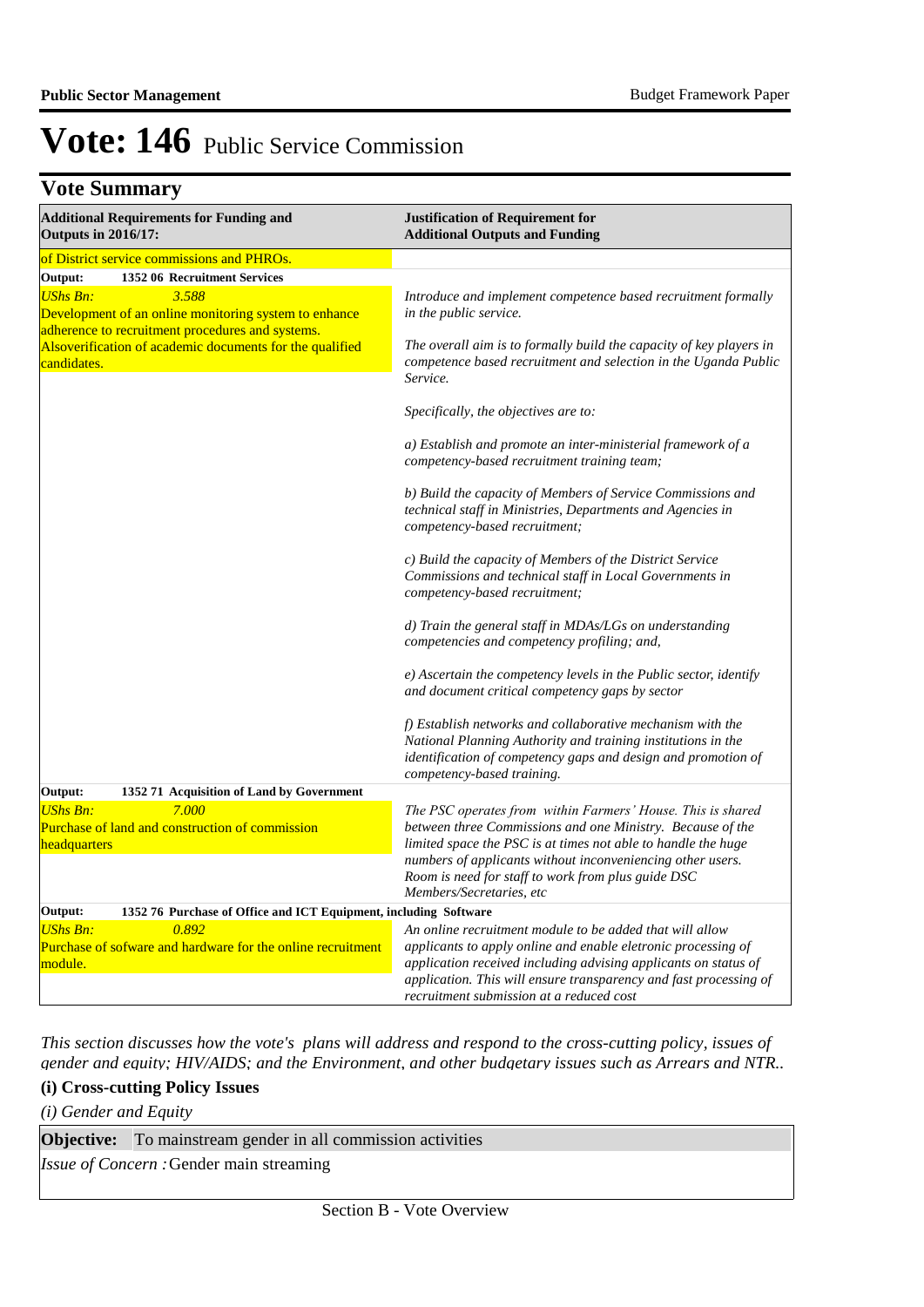# Vote: 146 Public Service Commission

## Vote Summary

| Additional Requirements for Funding and Outputs in 2016/17: | Justification of Requirement for Additional Outputs and Funding |
|---|---|
| of District service commissions and PHROs. | |
| **Output: 1352 06 Recruitment Services** | |
| *UShs Bn: 3.588*<br>Development of an online monitoring system to enhance adherence to recruitment procedures and systems.<br>Alsoverification of academic documents for the qualified candidates. | *Introduce and implement competence based recruitment formally in the public service.*<br><br>*The overall aim is to formally build the capacity of key players in competence based recruitment and selection in the Uganda Public Service.*<br><br>*Specifically, the objectives are to:*<br><br>*a) Establish and promote an inter-ministerial framework of a competency-based recruitment training team;*<br><br>*b) Build the capacity of Members of Service Commissions and technical staff in Ministries, Departments and Agencies in competency-based recruitment;*<br><br>*c) Build the capacity of Members of the District Service Commissions and technical staff in Local Governments in competency-based recruitment;*<br><br>*d) Train the general staff in MDAs/LGs on understanding competencies and competency profiling; and,*<br><br>*e) Ascertain the competency levels in the Public sector, identify and document critical competency gaps by sector*<br><br>*f) Establish networks and collaborative mechanism with the National Planning Authority and training institutions in the identification of competency gaps and design and promotion of competency-based training.* |
| **Output: 1352 71 Acquisition of Land by Government** | |
| *UShs Bn: 7.000*<br>Purchase of land and construction of commission headquarters | *The PSC operates from within Farmers' House. This is shared between three Commissions and one Ministry. Because of the limited space the PSC is at times not able to handle the huge numbers of applicants without inconveniencing other users. Room is need for staff to work from plus guide DSC Members/Secretaries, etc* |
| **Output: 1352 76 Purchase of Office and ICT Equipment, including Software** | |
| *UShs Bn: 0.892*<br>Purchase of sofware and hardware for the online recruitment module. | *An online recruitment module to be added that will allow applicants to apply online and enable eletronic processing of application received including advising applicants on status of application. This will ensure transparency and fast processing of recruitment submission at a reduced cost* |

*This section discusses how the vote's plans will address and respond to the cross-cutting policy, issues of gender and equity; HIV/AIDS; and the Environment, and other budgetary issues such as Arrears and NTR..*

### (i) Cross-cutting Policy Issues

*(i) Gender and Equity*

**Objective:** To mainstream gender in all commission activities

*Issue of Concern :* Gender main streaming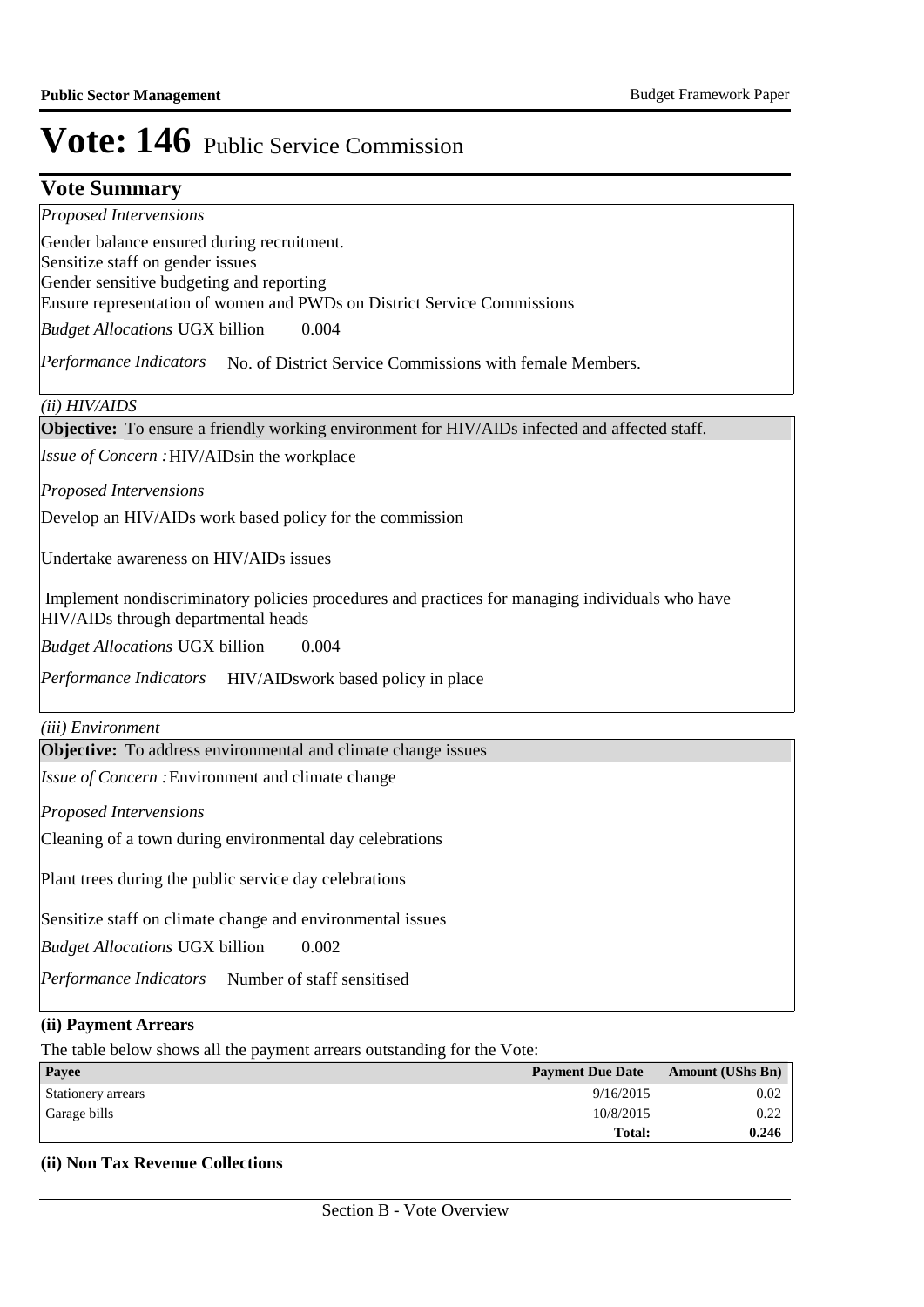# Vote: 146 Public Service Commission

## Vote Summary

*Proposed Intervensions*

Gender balance ensured during recruitment.
Sensitize staff on gender issues
Gender sensitive budgeting and reporting
Ensure representation of women and PWDs on District Service Commissions

*Budget Allocations* UGX billion 0.004

*Performance Indicators* No. of District Service Commissions with female Members.

*(ii) HIV/AIDS*

**Objective:** To ensure a friendly working environment for HIV/AIDs infected and affected staff.

*Issue of Concern :* HIV/AIDsin the workplace

*Proposed Intervensions*

Develop an HIV/AIDs work based policy for the commission

Undertake awareness on HIV/AIDs issues

Implement nondiscriminatory policies procedures and practices for managing individuals who have HIV/AIDs through departmental heads

*Budget Allocations* UGX billion 0.004

*Performance Indicators* HIV/AIDswork based policy in place

*(iii) Environment*

**Objective:** To address environmental and climate change issues

*Issue of Concern :* Environment and climate change

*Proposed Intervensions*

Cleaning of a town during environmental day celebrations

Plant trees during the public service day celebrations

Sensitize staff on climate change and environmental issues

*Budget Allocations* UGX billion 0.002

*Performance Indicators* Number of staff sensitised

**(ii) Payment Arrears**

The table below shows all the payment arrears outstanding for the Vote:

| Payee | Payment Due Date | Amount (UShs Bn) |
|---|---|---|
| Stationery arrears | 9/16/2015 | 0.02 |
| Garage bills | 10/8/2015 | 0.22 |
| | **Total:** | **0.246** |

**(ii) Non Tax Revenue Collections**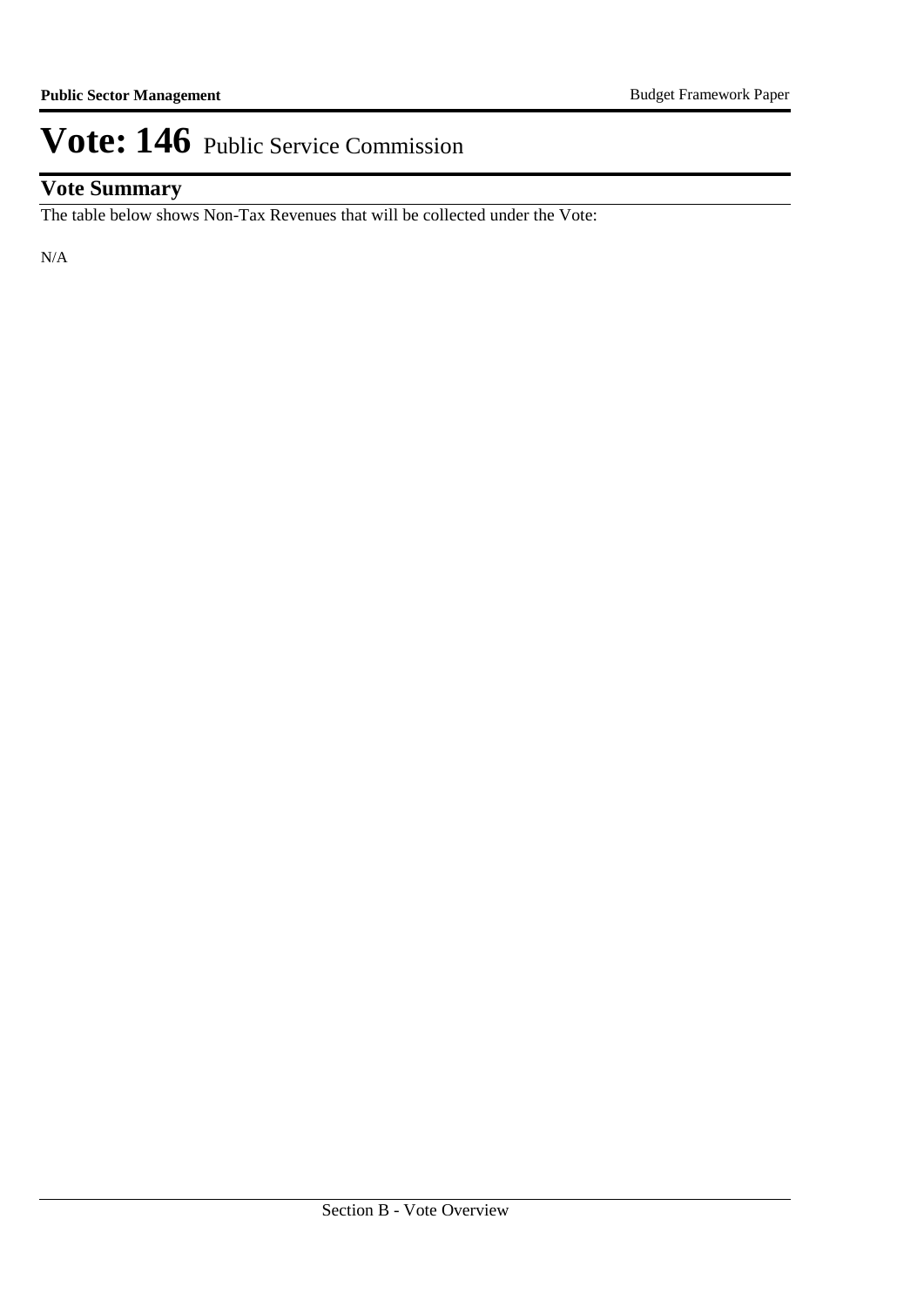# Vote: 146 Public Service Commission

## Vote Summary

The table below shows Non-Tax Revenues that will be collected under the Vote:

N/A